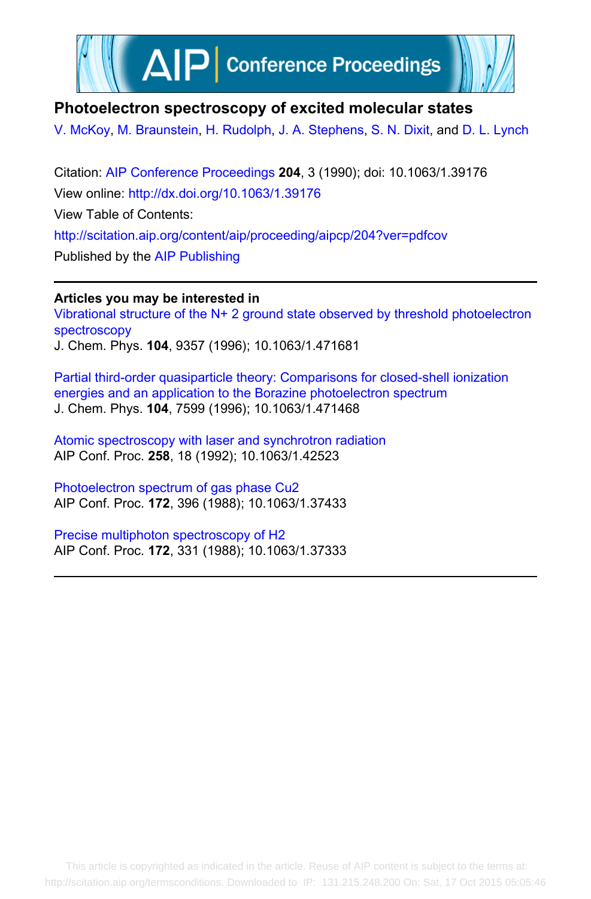# Photoelectron spectroscopy of excited molecular states

V. McKoy, M. Braunstein, H. Rudolph, J. A. Stephens, S. N. Dixit, and D. L. Lynch

Citation: AIP Conference Proceedings **204**, 3 (1990); doi: 10.1063/1.39176

View online: http://dx.doi.org/10.1063/1.39176

View Table of Contents: http://scitation.aip.org/content/aip/proceeding/aipcp/204?ver=pdfcov

Published by the AIP Publishing

---

**Articles you may be interested in**

Vibrational structure of the $N^+_2$ ground state observed by threshold photoelectron spectroscopy
J. Chem. Phys. **104**, 9357 (1996); 10.1063/1.471681

Partial third-order quasiparticle theory: Comparisons for closed-shell ionization energies and an application to the Borazine photoelectron spectrum
J. Chem. Phys. **104**, 7599 (1996); 10.1063/1.471468

Atomic spectroscopy with laser and synchrotron radiation
AIP Conf. Proc. **258**, 18 (1992); 10.1063/1.42523

Photoelectron spectrum of gas phase $Cu_2$
AIP Conf. Proc. **172**, 396 (1988); 10.1063/1.37433

Precise multiphoton spectroscopy of $H_2$
AIP Conf. Proc. **172**, 331 (1988); 10.1063/1.37333

---

This article is copyrighted as indicated in the article. Reuse of AIP content is subject to the terms at: http://scitation.aip.org/termsconditions. Downloaded to IP: 131.215.248.200 On: Sat, 17 Oct 2015 05:05:46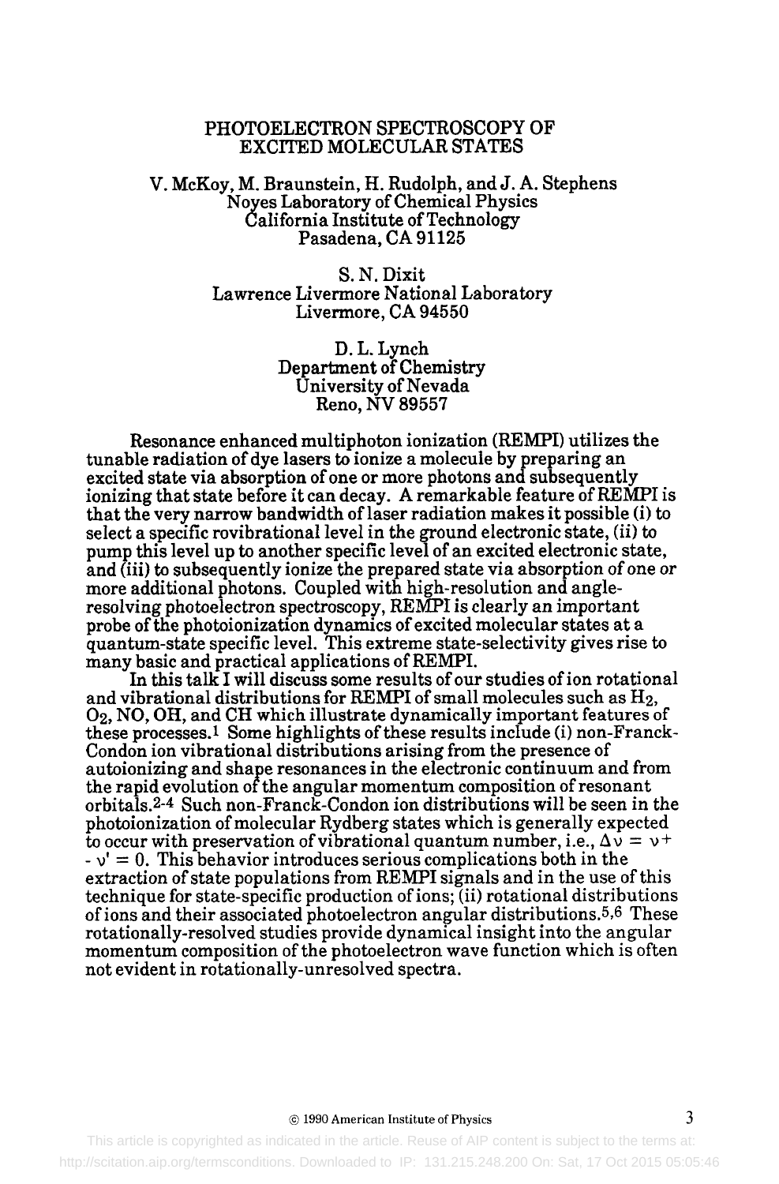# PHOTOELECTRON SPECTROSCOPY OF EXCITED MOLECULAR STATES

V. McKoy, M. Braunstein, H. Rudolph, and J. A. Stephens
Noyes Laboratory of Chemical Physics
California Institute of Technology
Pasadena, CA 91125

S. N. Dixit
Lawrence Livermore National Laboratory
Livermore, CA 94550

D. L. Lynch
Department of Chemistry
University of Nevada
Reno, NV 89557

Resonance enhanced multiphoton ionization (REMPI) utilizes the tunable radiation of dye lasers to ionize a molecule by preparing an excited state via absorption of one or more photons and subsequently ionizing that state before it can decay. A remarkable feature of REMPI is that the very narrow bandwidth of laser radiation makes it possible (i) to select a specific rovibrational level in the ground electronic state, (ii) to pump this level up to another specific level of an excited electronic state, and (iii) to subsequently ionize the prepared state via absorption of one or more additional photons. Coupled with high-resolution and angle-resolving photoelectron spectroscopy, REMPI is clearly an important probe of the photoionization dynamics of excited molecular states at a quantum-state specific level. This extreme state-selectivity gives rise to many basic and practical applications of REMPI.

In this talk I will discuss some results of our studies of ion rotational and vibrational distributions for REMPI of small molecules such as $H_2$, $O_2$, NO, OH, and CH which illustrate dynamically important features of these processes.[1] Some highlights of these results include (i) non-Franck-Condon ion vibrational distributions arising from the presence of autoionizing and shape resonances in the electronic continuum and from the rapid evolution of the angular momentum composition of resonant orbitals.[2-4] Such non-Franck-Condon ion distributions will be seen in the photoionization of molecular Rydberg states which is generally expected to occur with preservation of vibrational quantum number, i.e., $\Delta v = v^+ - v' = 0$. This behavior introduces serious complications both in the extraction of state populations from REMPI signals and in the use of this technique for state-specific production of ions; (ii) rotational distributions of ions and their associated photoelectron angular distributions.[5,6] These rotationally-resolved studies provide dynamical insight into the angular momentum composition of the photoelectron wave function which is often not evident in rotationally-unresolved spectra.

© 1990 American Institute of Physics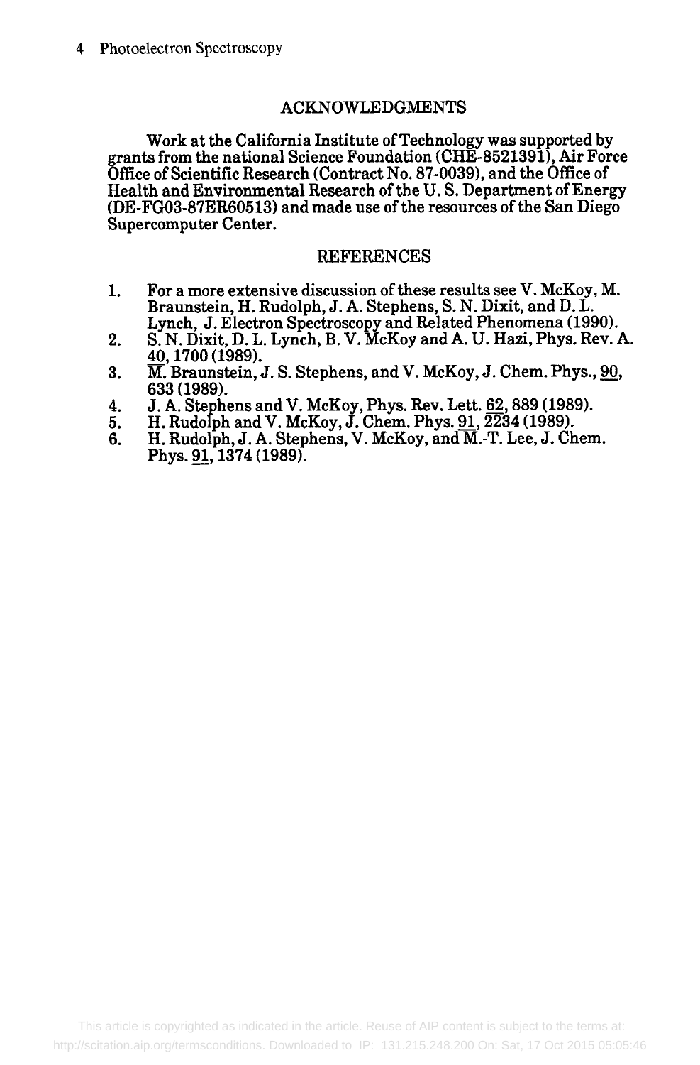## ACKNOWLEDGMENTS

Work at the California Institute of Technology was supported by grants from the national Science Foundation (CHE-8521391), Air Force Office of Scientific Research (Contract No. 87-0039), and the Office of Health and Environmental Research of the U. S. Department of Energy (DE-FG03-87ER60513) and made use of the resources of the San Diego Supercomputer Center.

## REFERENCES

1. For a more extensive discussion of these results see V. McKoy, M. Braunstein, H. Rudolph, J. A. Stephens, S. N. Dixit, and D. L. Lynch, J. Electron Spectroscopy and Related Phenomena (1990).
2. S. N. Dixit, D. L. Lynch, B. V. McKoy and A. U. Hazi, Phys. Rev. A. 40, 1700 (1989).
3. M. Braunstein, J. S. Stephens, and V. McKoy, J. Chem. Phys., 90, 633 (1989).
4. J. A. Stephens and V. McKoy, Phys. Rev. Lett. 62, 889 (1989).
5. H. Rudolph and V. McKoy, J. Chem. Phys. 91, 2234 (1989).
6. H. Rudolph, J. A. Stephens, V. McKoy, and M.-T. Lee, J. Chem. Phys. 91, 1374 (1989).